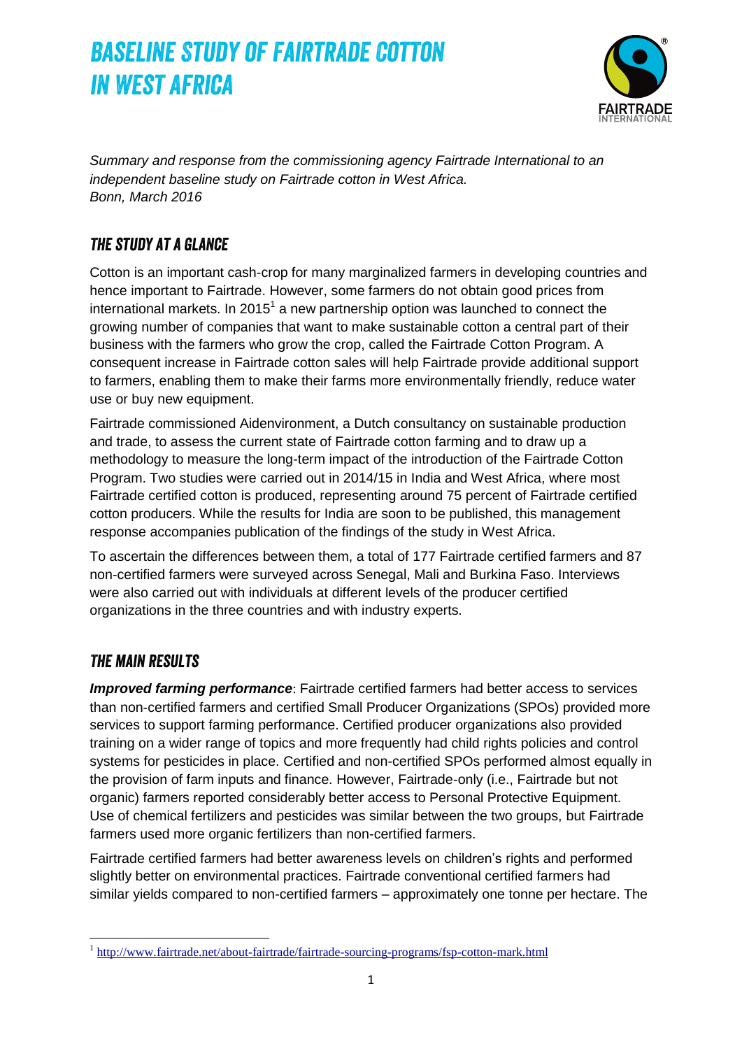# BASELINE STUDY OF FAIRTRADE COTTON IN WEST AFRICA

*Summary and response from the commissioning agency Fairtrade International to an independent baseline study on Fairtrade cotton in West Africa.*
*Bonn, March 2016*

## THE STUDY AT A GLANCE

Cotton is an important cash-crop for many marginalized farmers in developing countries and hence important to Fairtrade. However, some farmers do not obtain good prices from international markets. In 2015[1] a new partnership option was launched to connect the growing number of companies that want to make sustainable cotton a central part of their business with the farmers who grow the crop, called the Fairtrade Cotton Program. A consequent increase in Fairtrade cotton sales will help Fairtrade provide additional support to farmers, enabling them to make their farms more environmentally friendly, reduce water use or buy new equipment.

Fairtrade commissioned Aidenvironment, a Dutch consultancy on sustainable production and trade, to assess the current state of Fairtrade cotton farming and to draw up a methodology to measure the long-term impact of the introduction of the Fairtrade Cotton Program. Two studies were carried out in 2014/15 in India and West Africa, where most Fairtrade certified cotton is produced, representing around 75 percent of Fairtrade certified cotton producers. While the results for India are soon to be published, this management response accompanies publication of the findings of the study in West Africa.

To ascertain the differences between them, a total of 177 Fairtrade certified farmers and 87 non-certified farmers were surveyed across Senegal, Mali and Burkina Faso. Interviews were also carried out with individuals at different levels of the producer certified organizations in the three countries and with industry experts.

## THE MAIN RESULTS

***Improved farming performance***: Fairtrade certified farmers had better access to services than non-certified farmers and certified Small Producer Organizations (SPOs) provided more services to support farming performance. Certified producer organizations also provided training on a wider range of topics and more frequently had child rights policies and control systems for pesticides in place. Certified and non-certified SPOs performed almost equally in the provision of farm inputs and finance. However, Fairtrade-only (i.e., Fairtrade but not organic) farmers reported considerably better access to Personal Protective Equipment. Use of chemical fertilizers and pesticides was similar between the two groups, but Fairtrade farmers used more organic fertilizers than non-certified farmers.

Fairtrade certified farmers had better awareness levels on children's rights and performed slightly better on environmental practices. Fairtrade conventional certified farmers had similar yields compared to non-certified farmers – approximately one tonne per hectare. The

[1] http://www.fairtrade.net/about-fairtrade/fairtrade-sourcing-programs/fsp-cotton-mark.html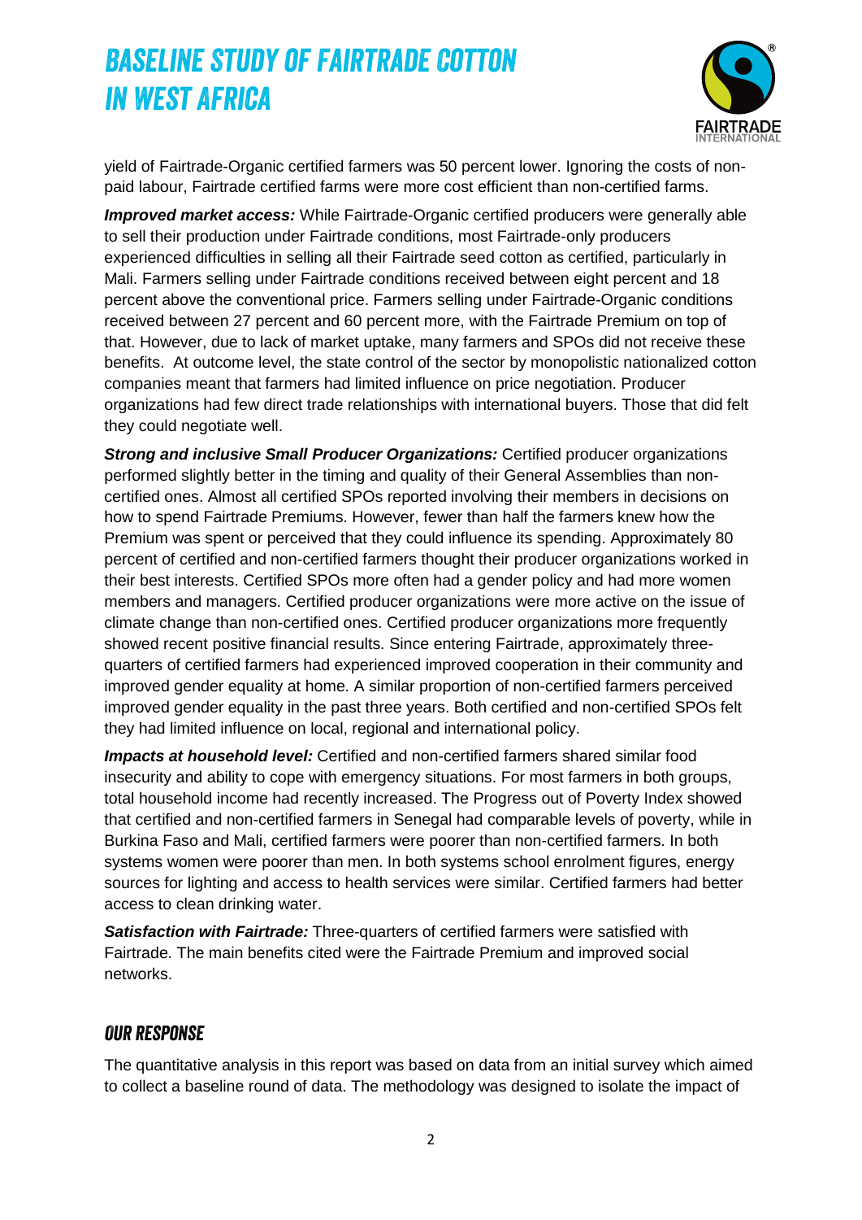yield of Fairtrade-Organic certified farmers was 50 percent lower. Ignoring the costs of non-paid labour, Fairtrade certified farms were more cost efficient than non-certified farms.

***Improved market access:*** While Fairtrade-Organic certified producers were generally able to sell their production under Fairtrade conditions, most Fairtrade-only producers experienced difficulties in selling all their Fairtrade seed cotton as certified, particularly in Mali. Farmers selling under Fairtrade conditions received between eight percent and 18 percent above the conventional price. Farmers selling under Fairtrade-Organic conditions received between 27 percent and 60 percent more, with the Fairtrade Premium on top of that. However, due to lack of market uptake, many farmers and SPOs did not receive these benefits. At outcome level, the state control of the sector by monopolistic nationalized cotton companies meant that farmers had limited influence on price negotiation. Producer organizations had few direct trade relationships with international buyers. Those that did felt they could negotiate well.

***Strong and inclusive Small Producer Organizations:*** Certified producer organizations performed slightly better in the timing and quality of their General Assemblies than non-certified ones. Almost all certified SPOs reported involving their members in decisions on how to spend Fairtrade Premiums. However, fewer than half the farmers knew how the Premium was spent or perceived that they could influence its spending. Approximately 80 percent of certified and non-certified farmers thought their producer organizations worked in their best interests. Certified SPOs more often had a gender policy and had more women members and managers. Certified producer organizations were more active on the issue of climate change than non-certified ones. Certified producer organizations more frequently showed recent positive financial results. Since entering Fairtrade, approximately three-quarters of certified farmers had experienced improved cooperation in their community and improved gender equality at home. A similar proportion of non-certified farmers perceived improved gender equality in the past three years. Both certified and non-certified SPOs felt they had limited influence on local, regional and international policy.

***Impacts at household level:*** Certified and non-certified farmers shared similar food insecurity and ability to cope with emergency situations. For most farmers in both groups, total household income had recently increased. The Progress out of Poverty Index showed that certified and non-certified farmers in Senegal had comparable levels of poverty, while in Burkina Faso and Mali, certified farmers were poorer than non-certified farmers. In both systems women were poorer than men. In both systems school enrolment figures, energy sources for lighting and access to health services were similar. Certified farmers had better access to clean drinking water.

***Satisfaction with Fairtrade:*** Three-quarters of certified farmers were satisfied with Fairtrade. The main benefits cited were the Fairtrade Premium and improved social networks.

## Our Response

The quantitative analysis in this report was based on data from an initial survey which aimed to collect a baseline round of data. The methodology was designed to isolate the impact of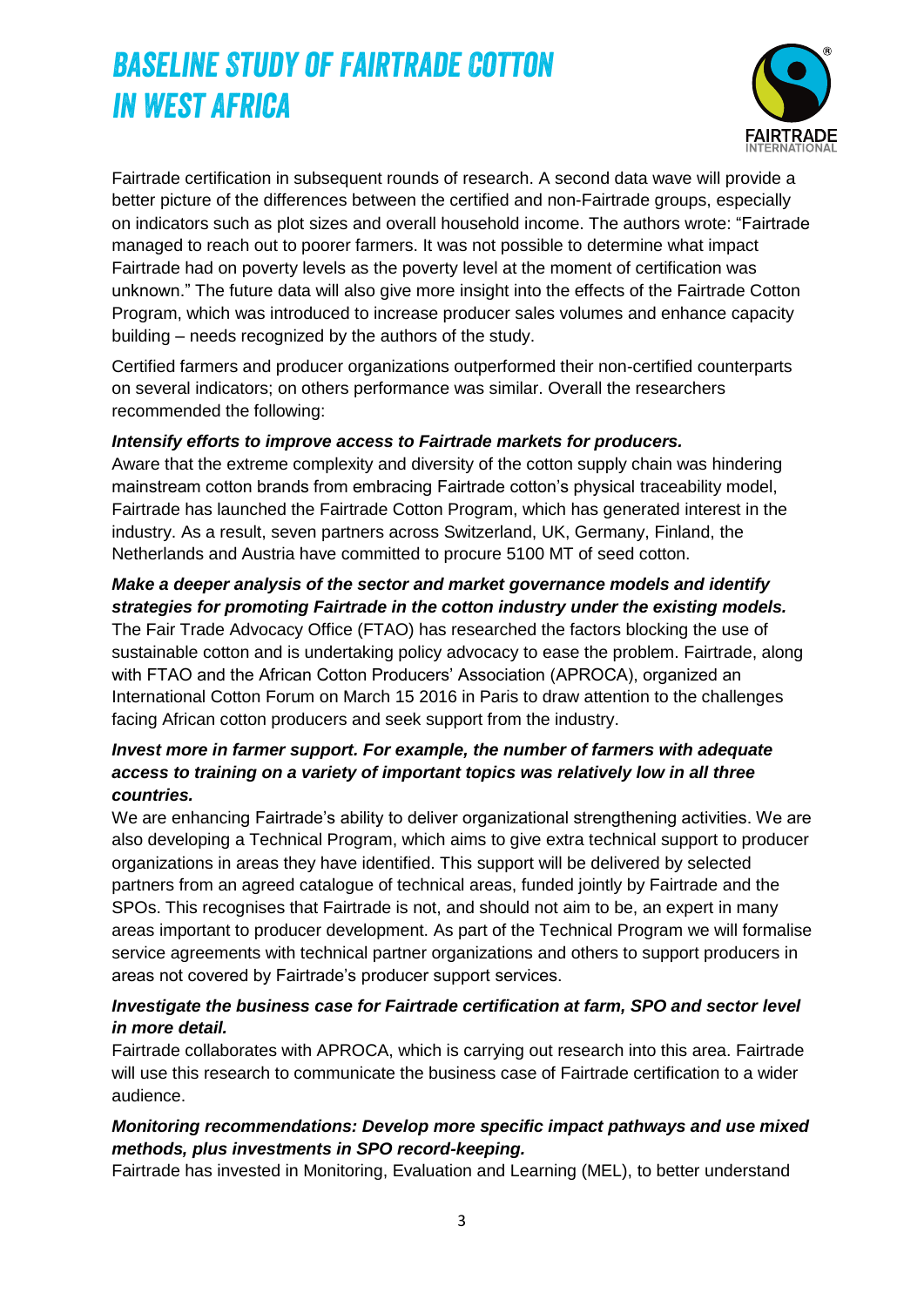Fairtrade certification in subsequent rounds of research. A second data wave will provide a better picture of the differences between the certified and non-Fairtrade groups, especially on indicators such as plot sizes and overall household income. The authors wrote: "Fairtrade managed to reach out to poorer farmers. It was not possible to determine what impact Fairtrade had on poverty levels as the poverty level at the moment of certification was unknown." The future data will also give more insight into the effects of the Fairtrade Cotton Program, which was introduced to increase producer sales volumes and enhance capacity building – needs recognized by the authors of the study.

Certified farmers and producer organizations outperformed their non-certified counterparts on several indicators; on others performance was similar. Overall the researchers recommended the following:

***Intensify efforts to improve access to Fairtrade markets for producers.***
Aware that the extreme complexity and diversity of the cotton supply chain was hindering mainstream cotton brands from embracing Fairtrade cotton's physical traceability model, Fairtrade has launched the Fairtrade Cotton Program, which has generated interest in the industry. As a result, seven partners across Switzerland, UK, Germany, Finland, the Netherlands and Austria have committed to procure 5100 MT of seed cotton.

***Make a deeper analysis of the sector and market governance models and identify strategies for promoting Fairtrade in the cotton industry under the existing models.***
The Fair Trade Advocacy Office (FTAO) has researched the factors blocking the use of sustainable cotton and is undertaking policy advocacy to ease the problem. Fairtrade, along with FTAO and the African Cotton Producers' Association (APROCA), organized an International Cotton Forum on March 15 2016 in Paris to draw attention to the challenges facing African cotton producers and seek support from the industry.

***Invest more in farmer support. For example, the number of farmers with adequate access to training on a variety of important topics was relatively low in all three countries.***
We are enhancing Fairtrade's ability to deliver organizational strengthening activities. We are also developing a Technical Program, which aims to give extra technical support to producer organizations in areas they have identified. This support will be delivered by selected partners from an agreed catalogue of technical areas, funded jointly by Fairtrade and the SPOs. This recognises that Fairtrade is not, and should not aim to be, an expert in many areas important to producer development. As part of the Technical Program we will formalise service agreements with technical partner organizations and others to support producers in areas not covered by Fairtrade's producer support services.

***Investigate the business case for Fairtrade certification at farm, SPO and sector level in more detail.***
Fairtrade collaborates with APROCA, which is carrying out research into this area. Fairtrade will use this research to communicate the business case of Fairtrade certification to a wider audience.

***Monitoring recommendations: Develop more specific impact pathways and use mixed methods, plus investments in SPO record-keeping.***
Fairtrade has invested in Monitoring, Evaluation and Learning (MEL), to better understand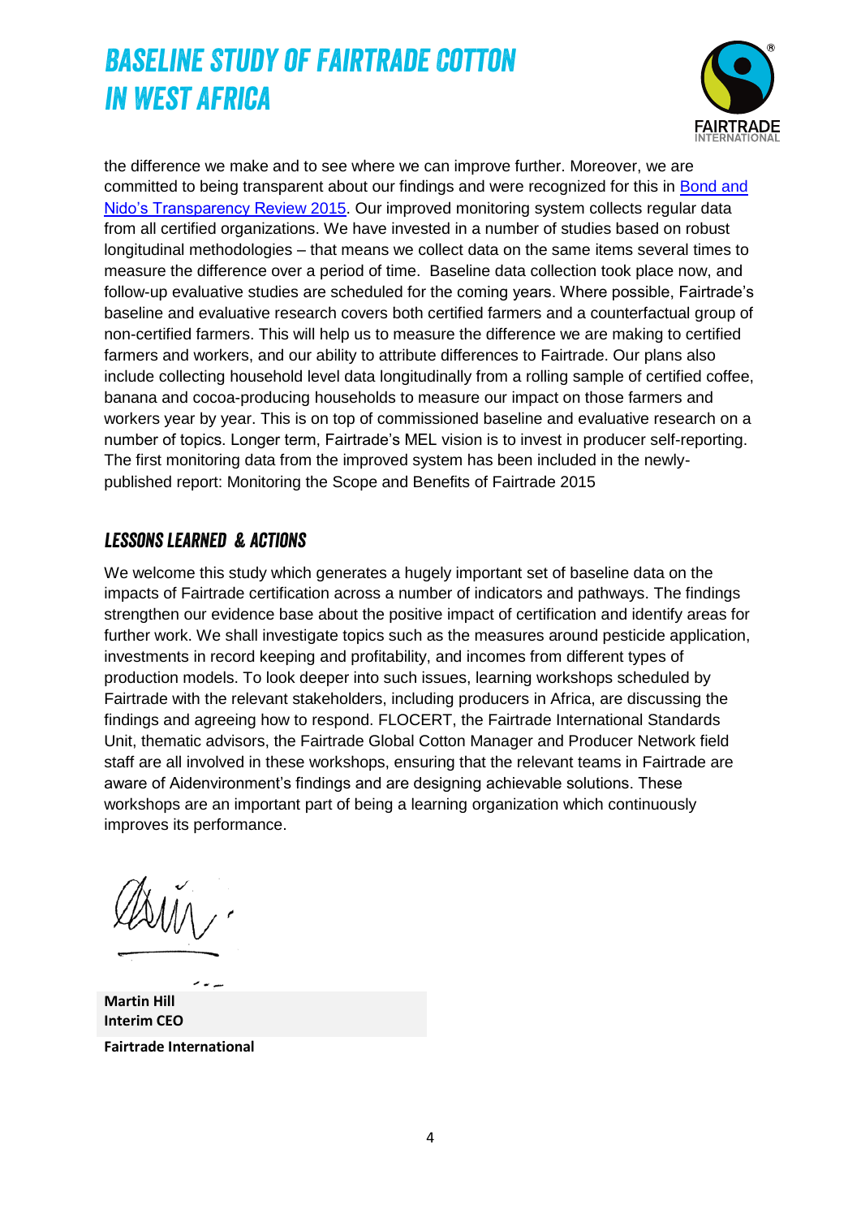the difference we make and to see where we can improve further. Moreover, we are committed to being transparent about our findings and were recognized for this in Bond and Nido's Transparency Review 2015. Our improved monitoring system collects regular data from all certified organizations. We have invested in a number of studies based on robust longitudinal methodologies – that means we collect data on the same items several times to measure the difference over a period of time. Baseline data collection took place now, and follow-up evaluative studies are scheduled for the coming years. Where possible, Fairtrade's baseline and evaluative research covers both certified farmers and a counterfactual group of non-certified farmers. This will help us to measure the difference we are making to certified farmers and workers, and our ability to attribute differences to Fairtrade. Our plans also include collecting household level data longitudinally from a rolling sample of certified coffee, banana and cocoa-producing households to measure our impact on those farmers and workers year by year. This is on top of commissioned baseline and evaluative research on a number of topics. Longer term, Fairtrade's MEL vision is to invest in producer self-reporting. The first monitoring data from the improved system has been included in the newly-published report: Monitoring the Scope and Benefits of Fairtrade 2015

## LESSONS LEARNED & ACTIONS

We welcome this study which generates a hugely important set of baseline data on the impacts of Fairtrade certification across a number of indicators and pathways. The findings strengthen our evidence base about the positive impact of certification and identify areas for further work. We shall investigate topics such as the measures around pesticide application, investments in record keeping and profitability, and incomes from different types of production models. To look deeper into such issues, learning workshops scheduled by Fairtrade with the relevant stakeholders, including producers in Africa, are discussing the findings and agreeing how to respond. FLOCERT, the Fairtrade International Standards Unit, thematic advisors, the Fairtrade Global Cotton Manager and Producer Network field staff are all involved in these workshops, ensuring that the relevant teams in Fairtrade are aware of Aidenvironment's findings and are designing achievable solutions. These workshops are an important part of being a learning organization which continuously improves its performance.

**Martin Hill**
**Interim CEO**
**Fairtrade International**